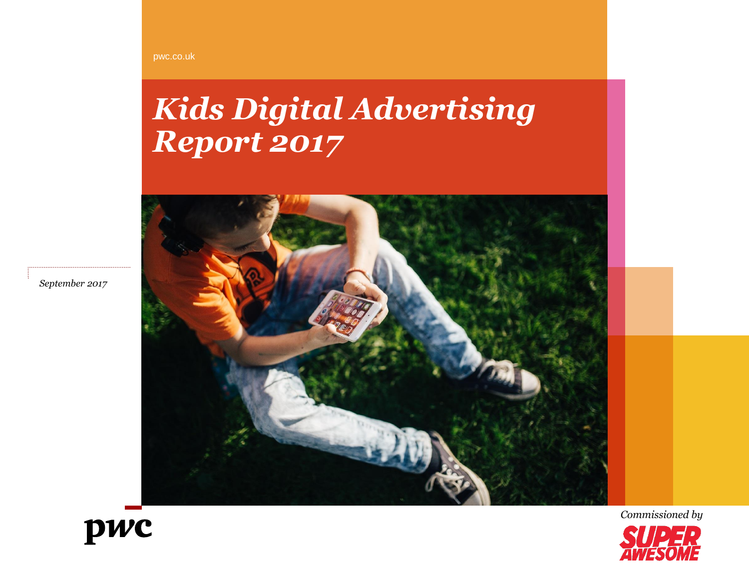pwc.co.uk

# *Kids Digital Advertising Report 2017*

*September 2017*

*Commissioned by*

SUPER AWESOME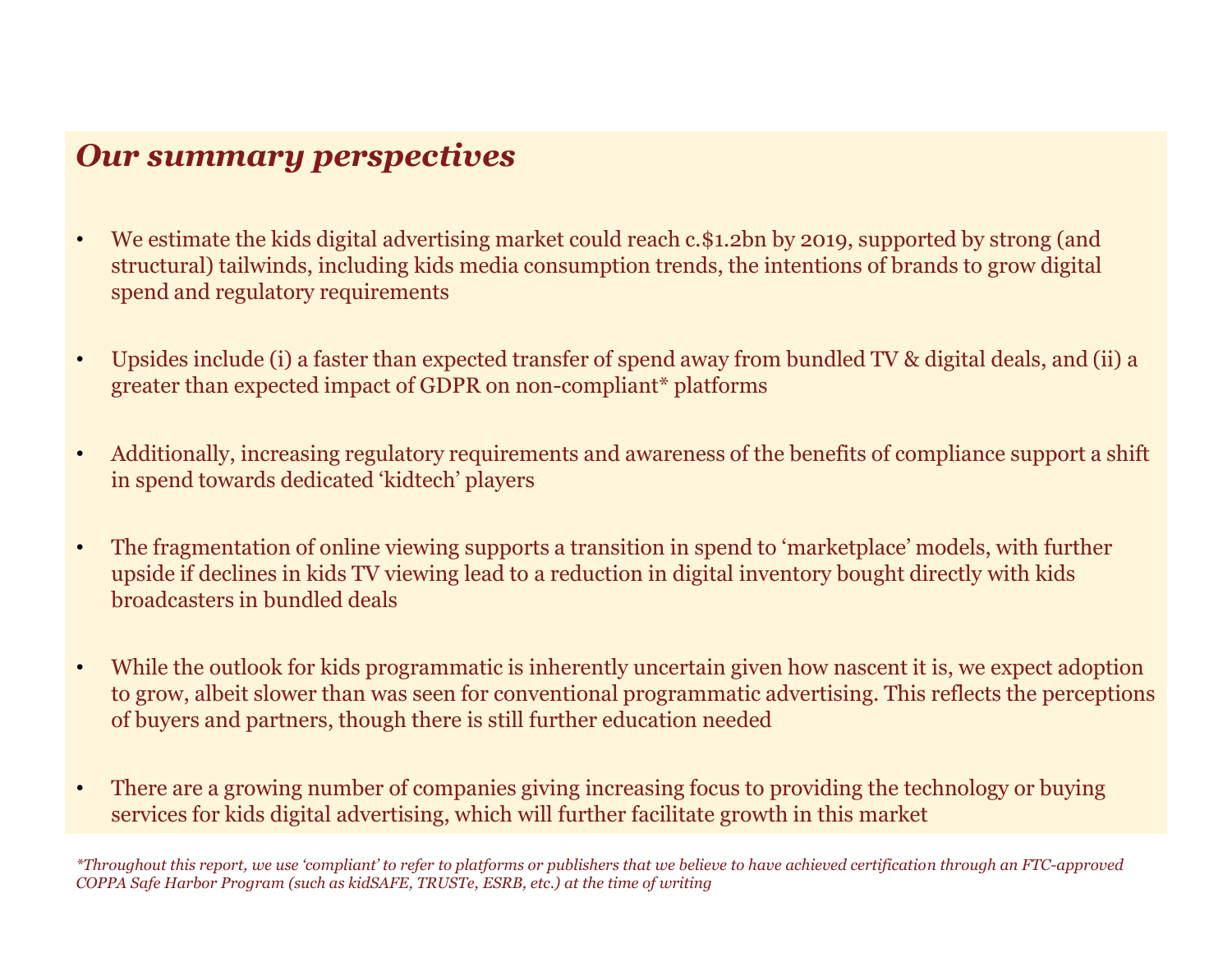## *Our summary perspectives*

- We estimate the kids digital advertising market could reach c.$1.2bn by 2019, supported by strong (and structural) tailwinds, including kids media consumption trends, the intentions of brands to grow digital spend and regulatory requirements
- Upsides include (i) a faster than expected transfer of spend away from bundled TV & digital deals, and (ii) a greater than expected impact of GDPR on non-compliant* platforms
- Additionally, increasing regulatory requirements and awareness of the benefits of compliance support a shift in spend towards dedicated 'kidtech' players
- The fragmentation of online viewing supports a transition in spend to 'marketplace' models, with further upside if declines in kids TV viewing lead to a reduction in digital inventory bought directly with kids broadcasters in bundled deals
- While the outlook for kids programmatic is inherently uncertain given how nascent it is, we expect adoption to grow, albeit slower than was seen for conventional programmatic advertising. This reflects the perceptions of buyers and partners, though there is still further education needed
- There are a growing number of companies giving increasing focus to providing the technology or buying services for kids digital advertising, which will further facilitate growth in this market

*\*Throughout this report, we use 'compliant' to refer to platforms or publishers that we believe to have achieved certification through an FTC-approved COPPA Safe Harbor Program (such as kidSAFE, TRUSTe, ESRB, etc.) at the time of writing*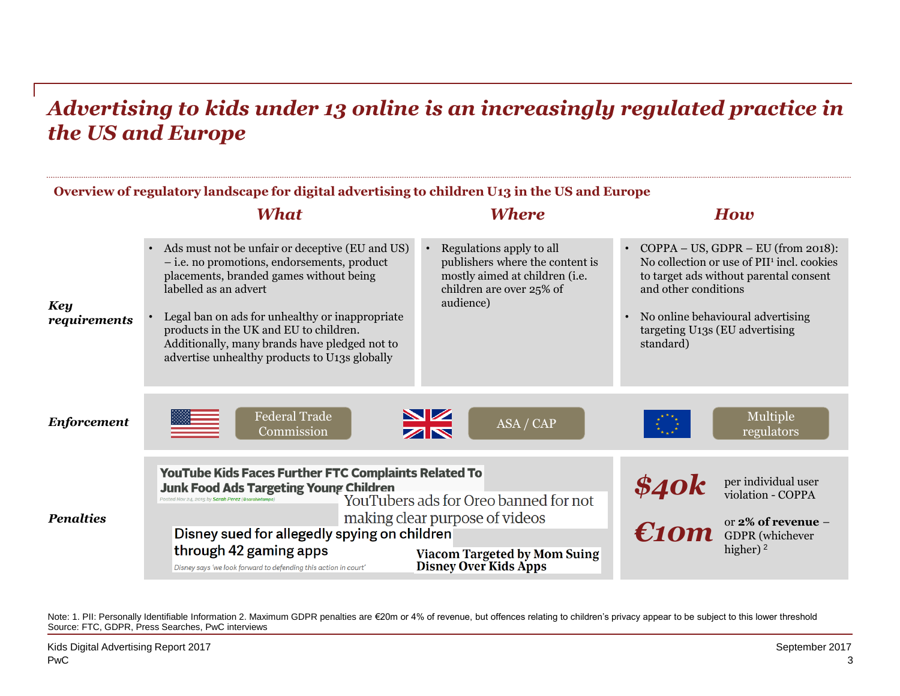# *Advertising to kids under 13 online is an increasingly regulated practice in the US and Europe*

**Overview of regulatory landscape for digital advertising to children U13 in the US and Europe**

| | *What* | *Where* | *How* |
|---|---|---|---|
| ***Key requirements*** | • Ads must not be unfair or deceptive (EU and US) – i.e. no promotions, endorsements, product placements, branded games without being labelled as an advert<br><br>• Legal ban on ads for unhealthy or inappropriate products in the UK and EU to children. Additionally, many brands have pledged not to advertise unhealthy products to U13s globally | • Regulations apply to all publishers where the content is mostly aimed at children (i.e. children are over 25% of audience) | • COPPA – US, GDPR – EU (from 2018): No collection or use of PII[1] incl. cookies to target ads without parental consent and other conditions<br><br>• No online behavioural advertising targeting U13s (EU advertising standard) |
| ***Enforcement*** | US: Federal Trade Commission | UK: ASA / CAP | EU: Multiple regulators |
| ***Penalties*** | YouTube Kids Faces Further FTC Complaints Related To Junk Food Ads Targeting Young Children<br>YouTubers ads for Oreo banned for not making clear purpose of videos<br>Disney sued for allegedly spying on children through 42 gaming apps<br>Viacom Targeted by Mom Suing Disney Over Kids Apps | | **$40k** per individual user violation - COPPA<br><br>**€10m** or **2% of revenue** – GDPR (whichever higher) [2] |

Note: 1. PII: Personally Identifiable Information 2. Maximum GDPR penalties are €20m or 4% of revenue, but offences relating to children's privacy appear to be subject to this lower threshold
Source: FTC, GDPR, Press Searches, PwC interviews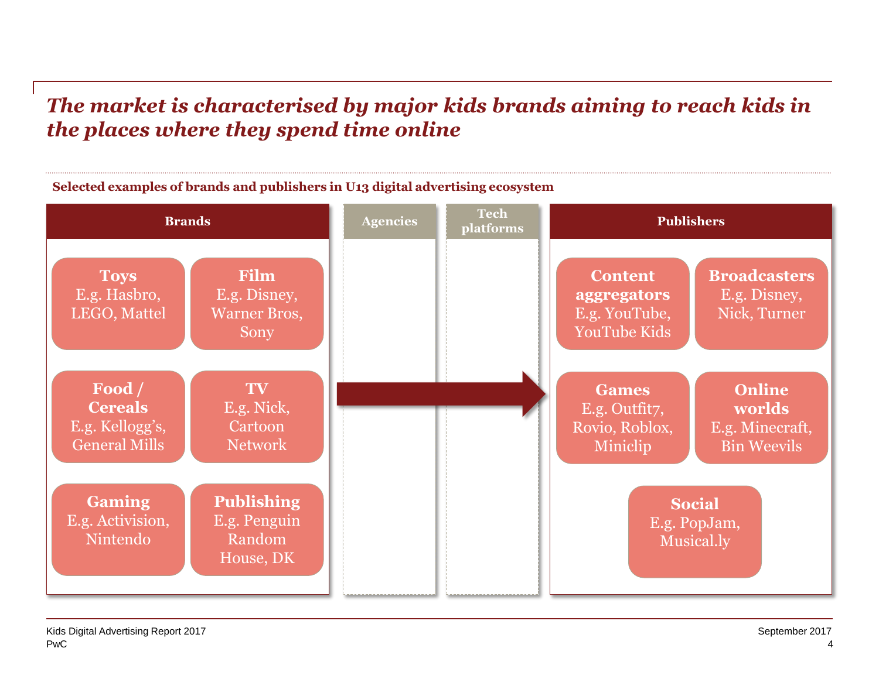# *The market is characterised by major kids brands aiming to reach kids in the places where they spend time online*

**Selected examples of brands and publishers in U13 digital advertising ecosystem**

## Brands

- **Toys** E.g. Hasbro, LEGO, Mattel
- **Film** E.g. Disney, Warner Bros, Sony
- **Food / Cereals** E.g. Kellogg's, General Mills
- **TV** E.g. Nick, Cartoon Network
- **Gaming** E.g. Activision, Nintendo
- **Publishing** E.g. Penguin Random House, DK

## Agencies

## Tech platforms

## Publishers

- **Content aggregators** E.g. YouTube, YouTube Kids
- **Broadcasters** E.g. Disney, Nick, Turner
- **Games** E.g. Outfit7, Rovio, Roblox, Miniclip
- **Online worlds** E.g. Minecraft, Bin Weevils
- **Social** E.g. PopJam, Musical.ly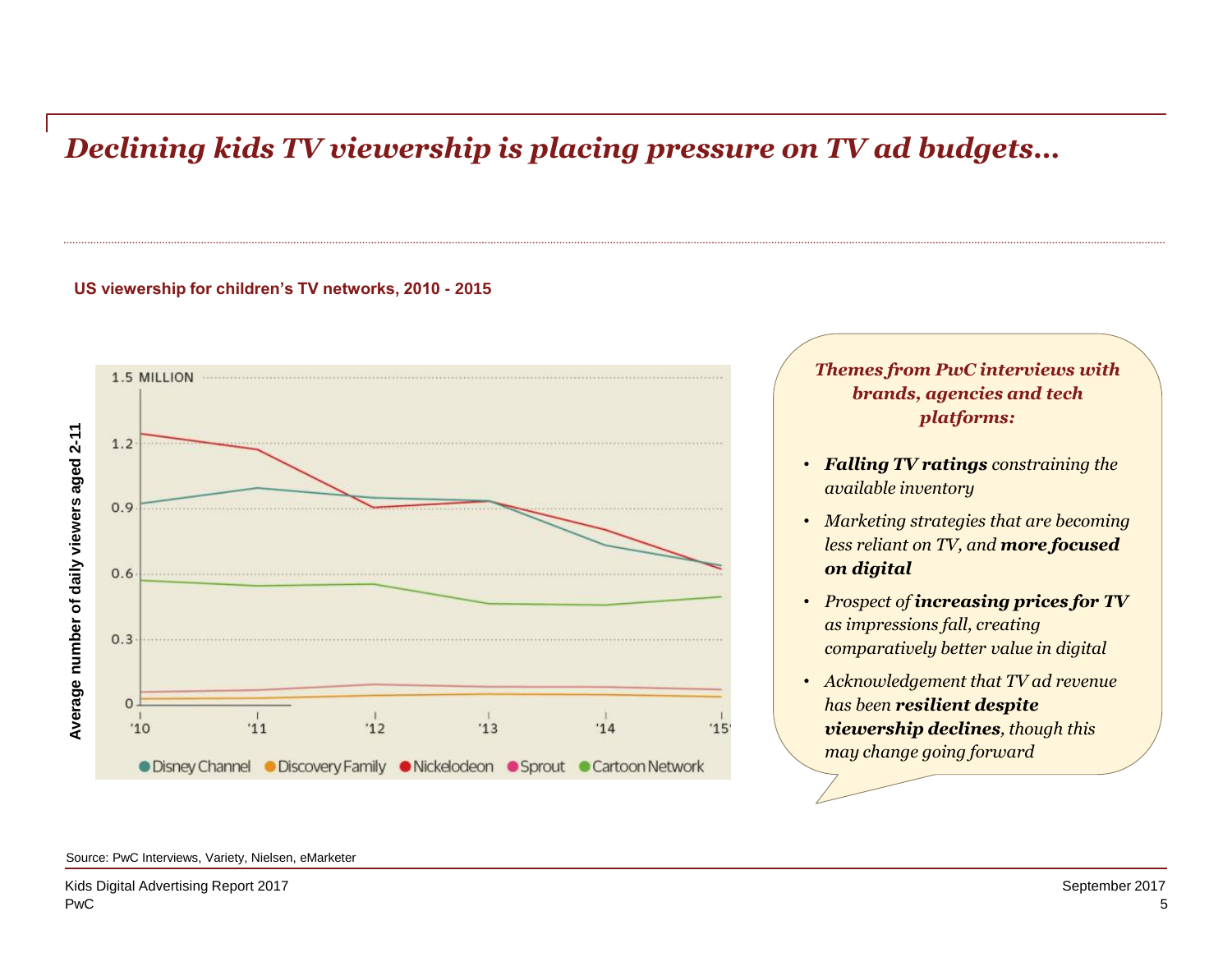# *Declining kids TV viewership is placing pressure on TV ad budgets…*

**US viewership for children's TV networks, 2010 - 2015**

***Themes from PwC interviews with brands, agencies and tech platforms:***

- ***Falling TV ratings** constraining the available inventory*
- *Marketing strategies that are becoming less reliant on TV, and **more focused on digital***
- *Prospect of **increasing prices for TV** as impressions fall, creating comparatively better value in digital*
- *Acknowledgement that TV ad revenue has been **resilient despite viewership declines**, though this may change going forward*

Source: PwC Interviews, Variety, Nielsen, eMarketer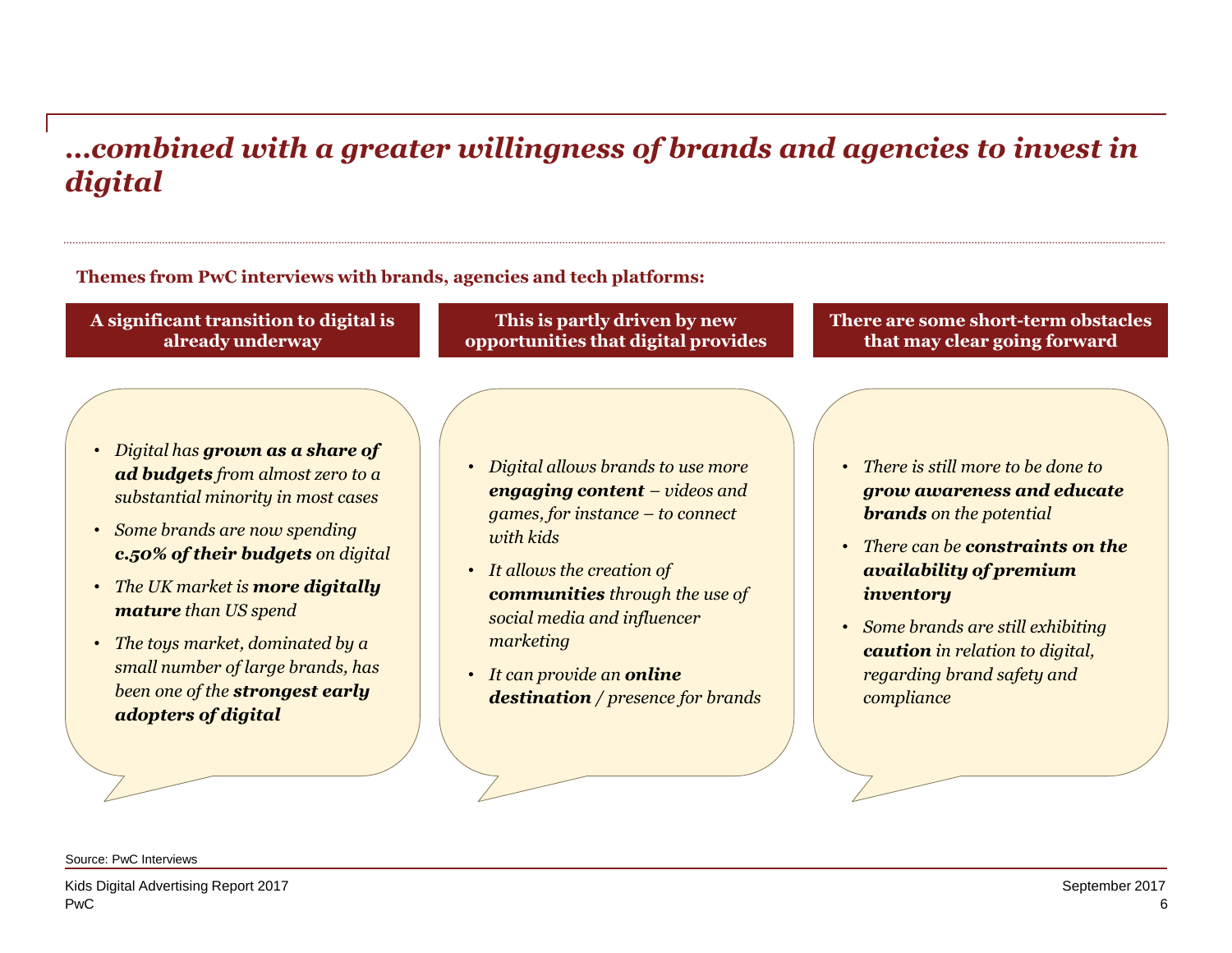# *…combined with a greater willingness of brands and agencies to invest in digital*

**Themes from PwC interviews with brands, agencies and tech platforms:**

### A significant transition to digital is already underway

- *Digital has* ***grown as a share of ad budgets*** *from almost zero to a substantial minority in most cases*
- *Some brands are now spending* ***c.50% of their budgets*** *on digital*
- *The UK market is* ***more digitally mature*** *than US spend*
- *The toys market, dominated by a small number of large brands, has been one of the* ***strongest early adopters of digital***

### This is partly driven by new opportunities that digital provides

- *Digital allows brands to use more* ***engaging content*** *– videos and games, for instance – to connect with kids*
- *It allows the creation of* ***communities*** *through the use of social media and influencer marketing*
- *It can provide an* ***online destination*** */ presence for brands*

### There are some short-term obstacles that may clear going forward

- *There is still more to be done to* ***grow awareness and educate brands*** *on the potential*
- *There can be* ***constraints on the availability of premium inventory***
- *Some brands are still exhibiting* ***caution*** *in relation to digital, regarding brand safety and compliance*

Source: PwC Interviews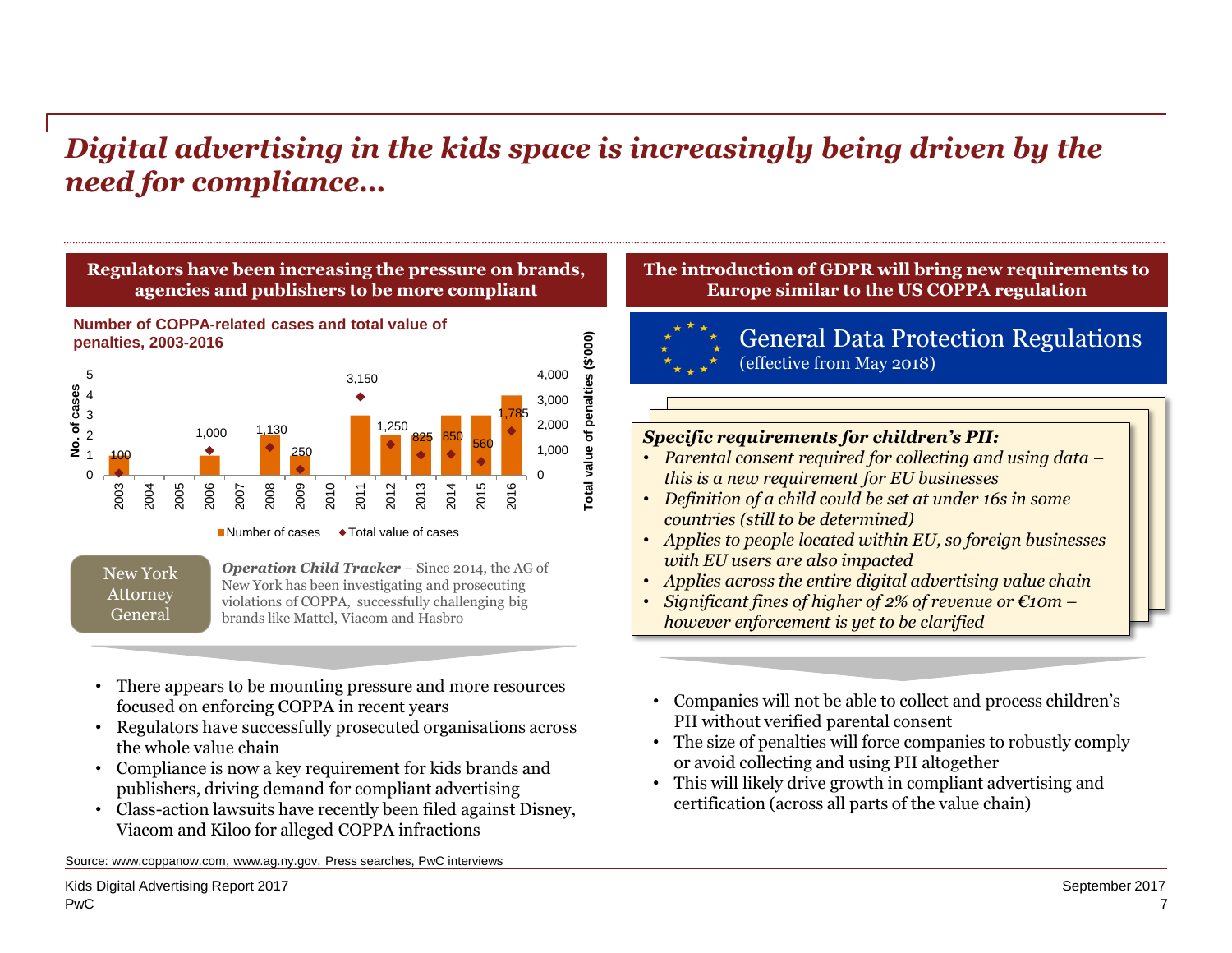# *Digital advertising in the kids space is increasingly being driven by the need for compliance…*

## Regulators have been increasing the pressure on brands, agencies and publishers to be more compliant

**Number of COPPA-related cases and total value of penalties, 2003-2016**

| Year | No. of cases | Total value of penalties ($'000) |
|---|---|---|
| 2003 | 1 | 100 |
| 2004 | | |
| 2005 | | |
| 2006 | 1 | 1,000 |
| 2007 | | |
| 2008 | 2 | 1,130 |
| 2009 | 1 | 250 |
| 2010 | | |
| 2011 | 3 | 3,150 |
| 2012 | 2 | 1,250 |
| 2013 | 2 | 825 |
| 2014 | 3 | 850 |
| 2015 | 3 | 560 |
| 2016 | 4 | 1,785 |

■ Number of cases ◆ Total value of cases

**New York Attorney General**

***Operation Child Tracker*** – Since 2014, the AG of New York has been investigating and prosecuting violations of COPPA, successfully challenging big brands like Mattel, Viacom and Hasbro

- There appears to be mounting pressure and more resources focused on enforcing COPPA in recent years
- Regulators have successfully prosecuted organisations across the whole value chain
- Compliance is now a key requirement for kids brands and publishers, driving demand for compliant advertising
- Class-action lawsuits have recently been filed against Disney, Viacom and Kiloo for alleged COPPA infractions

## The introduction of GDPR will bring new requirements to Europe similar to the US COPPA regulation

**General Data Protection Regulations**
(effective from May 2018)

***Specific requirements for children's PII:***

- *Parental consent required for collecting and using data – this is a new requirement for EU businesses*
- *Definition of a child could be set at under 16s in some countries (still to be determined)*
- *Applies to people located within EU, so foreign businesses with EU users are also impacted*
- *Applies across the entire digital advertising value chain*
- *Significant fines of higher of 2% of revenue or €10m – however enforcement is yet to be clarified*

- Companies will not be able to collect and process children's PII without verified parental consent
- The size of penalties will force companies to robustly comply or avoid collecting and using PII altogether
- This will likely drive growth in compliant advertising and certification (across all parts of the value chain)

Source: www.coppanow.com, www.ag.ny.gov, Press searches, PwC interviews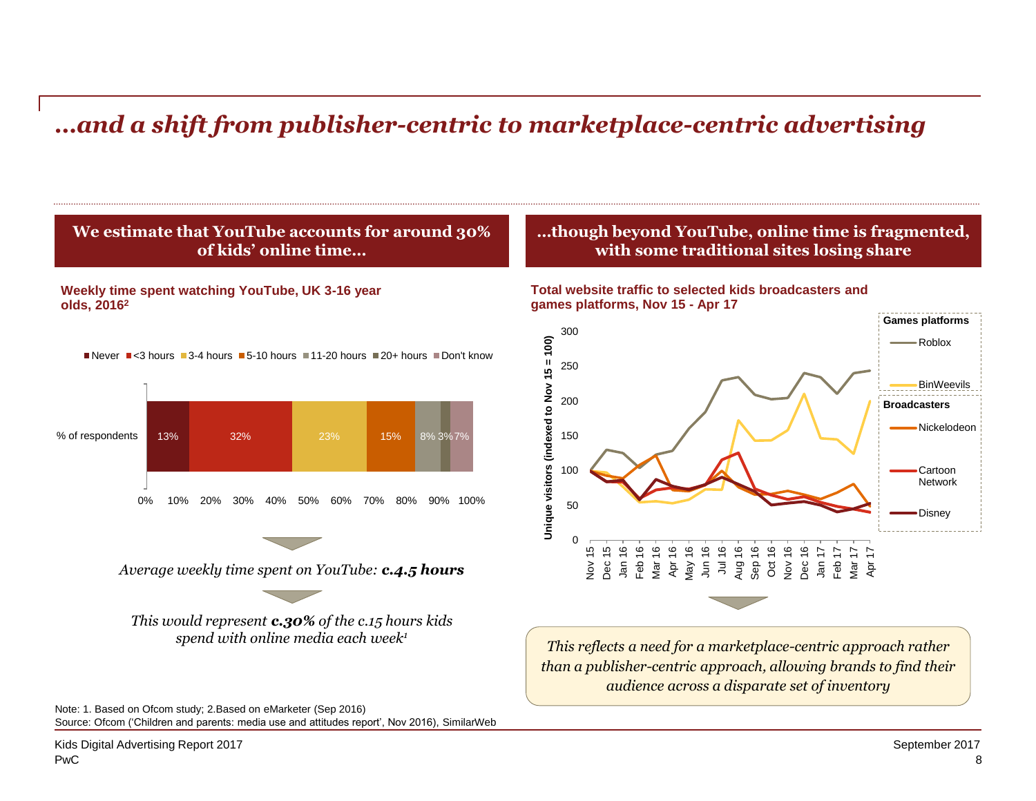# …and a shift from publisher-centric to marketplace-centric advertising

## We estimate that YouTube accounts for around 30% of kids' online time…

**Weekly time spent watching YouTube, UK 3-16 year olds, 2016[2]**

| | Never | <3 hours | 3-4 hours | 5-10 hours | 11-20 hours | 20+ hours | Don't know |
|---|---|---|---|---|---|---|---|
| % of respondents | 13% | 32% | 23% | 15% | 8% | 3% | 7% |

*Average weekly time spent on YouTube:* ***c.4.5 hours***

*This would represent* ***c.30%*** *of the c.15 hours kids spend with online media each week[1]*

## …though beyond YouTube, online time is fragmented, with some traditional sites losing share

**Total website traffic to selected kids broadcasters and games platforms, Nov 15 - Apr 17**

Unique visitors (indexed to Nov 15 = 100)

Games platforms: Roblox, BinWeevils
Broadcasters: Nickelodeon, Cartoon Network, Disney

*This reflects a need for a marketplace-centric approach rather than a publisher-centric approach, allowing brands to find their audience across a disparate set of inventory*

Note: 1. Based on Ofcom study; 2.Based on eMarketer (Sep 2016)
Source: Ofcom ('Children and parents: media use and attitudes report', Nov 2016), SimilarWeb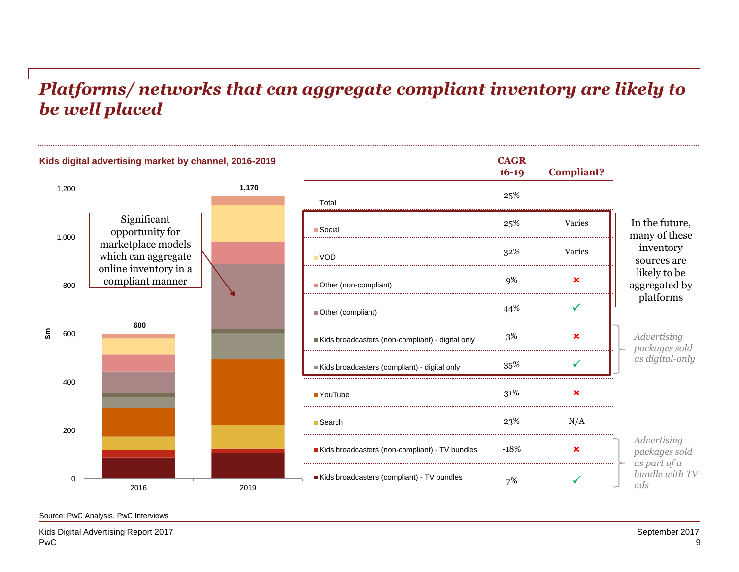# Platforms/ networks that can aggregate compliant inventory are likely to be well placed

**Kids digital advertising market by channel, 2016-2019**

Y-axis: $m (0 – 1,200). Totals: 2016: 600; 2019: 1,170

Significant opportunity for marketplace models which can aggregate online inventory in a compliant manner

| Channel | CAGR 16-19 | Compliant? |
|---|---|---|
| Total | 25% | |
| Social | 25% | Varies |
| VOD | 32% | Varies |
| Other (non-compliant) | 9% | ✗ |
| Other (compliant) | 44% | ✓ |
| Kids broadcasters (non-compliant) - digital only | 3% | ✗ |
| Kids broadcasters (compliant) - digital only | 35% | ✓ |
| YouTube | 31% | ✗ |
| Search | 23% | N/A |
| Kids broadcasters (non-compliant) - TV bundles | -18% | ✗ |
| Kids broadcasters (compliant) - TV bundles | 7% | ✓ |

In the future, many of these inventory sources are likely to be aggregated by platforms (Social through Kids broadcasters (compliant) - digital only)

*Advertising packages sold as digital-only* (Kids broadcasters - digital only)

*Advertising packages sold as part of a bundle with TV ads* (Kids broadcasters - TV bundles)

Source: PwC Analysis, PwC Interviews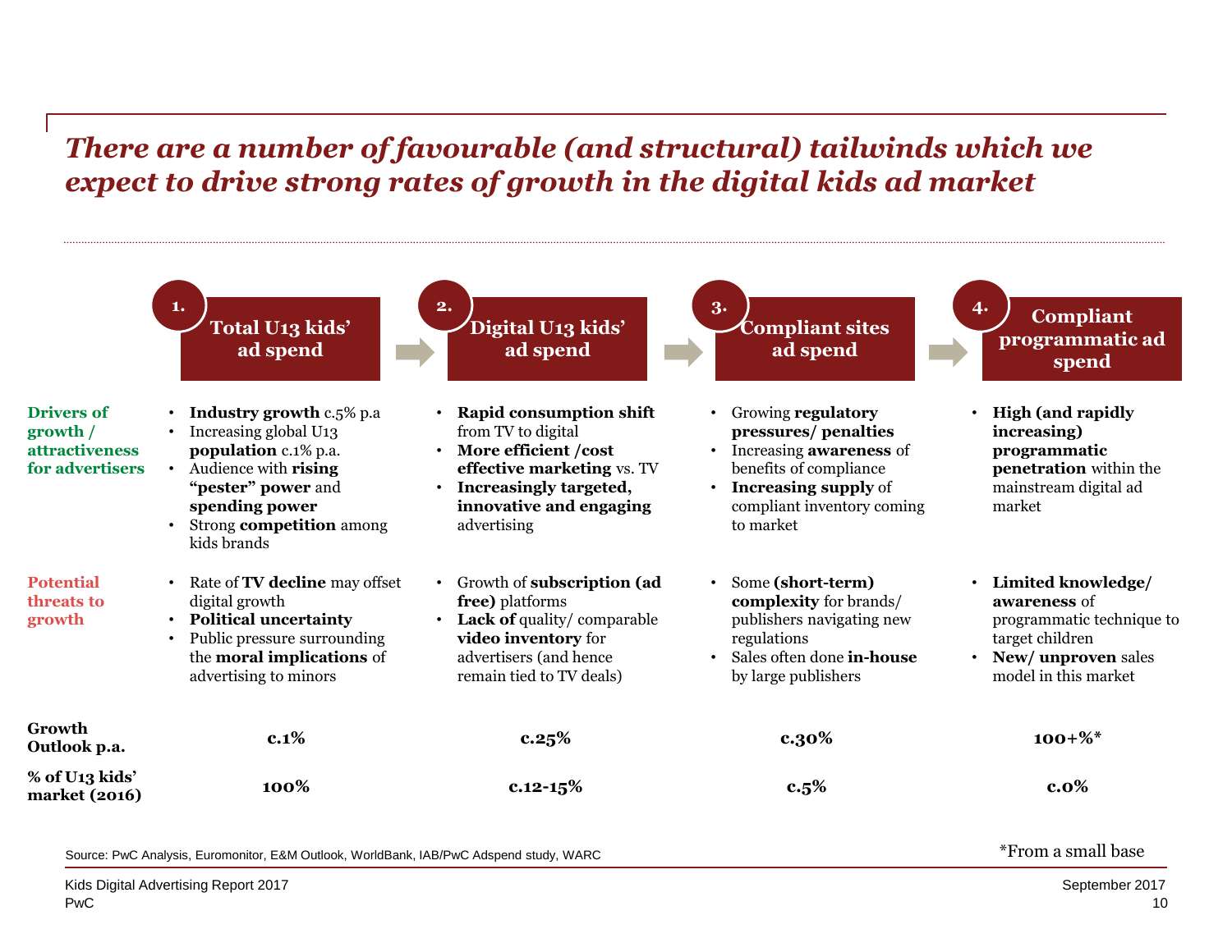# *There are a number of favourable (and structural) tailwinds which we expect to drive strong rates of growth in the digital kids ad market*

| | 1. Total U13 kids' ad spend | 2. Digital U13 kids' ad spend | 3. Compliant sites ad spend | 4. Compliant programmatic ad spend |
|---|---|---|---|---|
| **Drivers of growth / attractiveness for advertisers** | • **Industry growth** c.5% p.a<br>• Increasing global U13 **population** c.1% p.a.<br>• Audience with **rising "pester" power** and **spending power**<br>• Strong **competition** among kids brands | • **Rapid consumption shift** from TV to digital<br>• **More efficient /cost effective marketing** vs. TV<br>• **Increasingly targeted, innovative and engaging** advertising | • Growing **regulatory pressures/ penalties**<br>• Increasing **awareness** of benefits of compliance<br>• **Increasing supply** of compliant inventory coming to market | • **High (and rapidly increasing) programmatic penetration** within the mainstream digital ad market |
| **Potential threats to growth** | • Rate of **TV decline** may offset digital growth<br>• **Political uncertainty**<br>• Public pressure surrounding the **moral implications** of advertising to minors | • Growth of **subscription (ad free)** platforms<br>• **Lack of** quality/ comparable **video inventory** for advertisers (and hence remain tied to TV deals) | • Some **(short-term) complexity** for brands/ publishers navigating new regulations<br>• Sales often done **in-house** by large publishers | • **Limited knowledge/ awareness** of programmatic technique to target children<br>• **New/ unproven** sales model in this market |
| **Growth Outlook p.a.** | **c.1%** | **c.25%** | **c.30%** | **100+%*** |
| **% of U13 kids' market (2016)** | **100%** | **c.12-15%** | **c.5%** | **c.0%** |

Source: PwC Analysis, Euromonitor, E&M Outlook, WorldBank, IAB/PwC Adspend study, WARC

*From a small base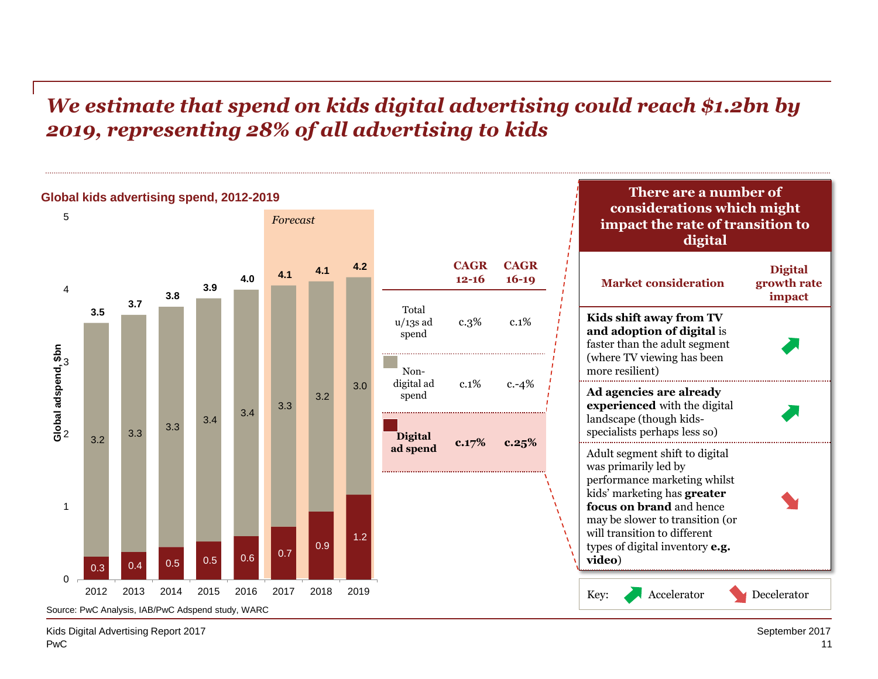# *We estimate that spend on kids digital advertising could reach $1.2bn by 2019, representing 28% of all advertising to kids*

**Global kids advertising spend, 2012-2019**

Global adspend, $bn

| Year | Non-digital ad spend | Digital ad spend | Total |
|---|---|---|---|
| 2012 | 3.2 | 0.3 | 3.5 |
| 2013 | 3.3 | 0.4 | 3.7 |
| 2014 | 3.3 | 0.5 | 3.8 |
| 2015 | 3.4 | 0.5 | 3.9 |
| 2016 | 3.4 | 0.6 | 4.0 |
| 2017 (Forecast) | 3.3 | 0.7 | 4.1 |
| 2018 (Forecast) | 3.2 | 0.9 | 4.1 |
| 2019 (Forecast) | 3.0 | 1.2 | 4.2 |

| | CAGR 12-16 | CAGR 16-19 |
|---|---|---|
| Total u/13s ad spend | c.3% | c.1% |
| Non-digital ad spend | c.1% | c.-4% |
| **Digital ad spend** | **c.17%** | **c.25%** |

Source: PwC Analysis, IAB/PwC Adspend study, WARC

**There are a number of considerations which might impact the rate of transition to digital**

| Market consideration | Digital growth rate impact |
|---|---|
| **Kids shift away from TV and adoption of digital** is faster than the adult segment (where TV viewing has been more resilient) | Accelerator |
| **Ad agencies are already experienced** with the digital landscape (though kids-specialists perhaps less so) | Accelerator |
| Adult segment shift to digital was primarily led by performance marketing whilst kids' marketing has **greater focus on brand** and hence may be slower to transition (or will transition to different types of digital inventory **e.g. video**) | Decelerator |

Key: Accelerator / Decelerator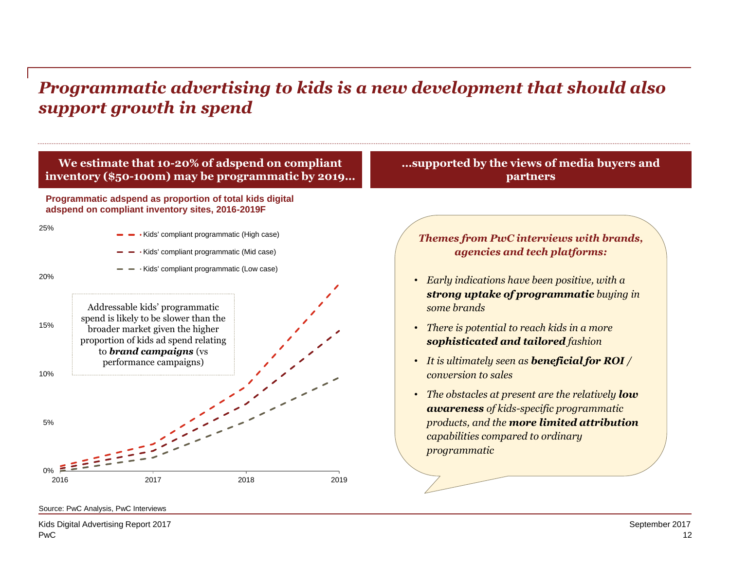# *Programmatic advertising to kids is a new development that should also support growth in spend*

## We estimate that 10-20% of adspend on compliant inventory ($50-100m) may be programmatic by 2019…

**Programmatic adspend as proportion of total kids digital adspend on compliant inventory sites, 2016-2019F**

- Kids' compliant programmatic (High case)
- Kids' compliant programmatic (Mid case)
- Kids' compliant programmatic (Low case)

Addressable kids' programmatic spend is likely to be slower than the broader market given the higher proportion of kids ad spend relating to ***brand campaigns*** (vs performance campaigns)

## …supported by the views of media buyers and partners

***Themes from PwC interviews with brands, agencies and tech platforms:***

- *Early indications have been positive, with a* ***strong uptake of programmatic*** *buying in some brands*
- *There is potential to reach kids in a more* ***sophisticated and tailored*** *fashion*
- *It is ultimately seen as* ***beneficial for ROI /*** *conversion to sales*
- *The obstacles at present are the relatively* ***low awareness*** *of kids-specific programmatic products, and the* ***more limited attribution*** *capabilities compared to ordinary programmatic*

Source: PwC Analysis, PwC Interviews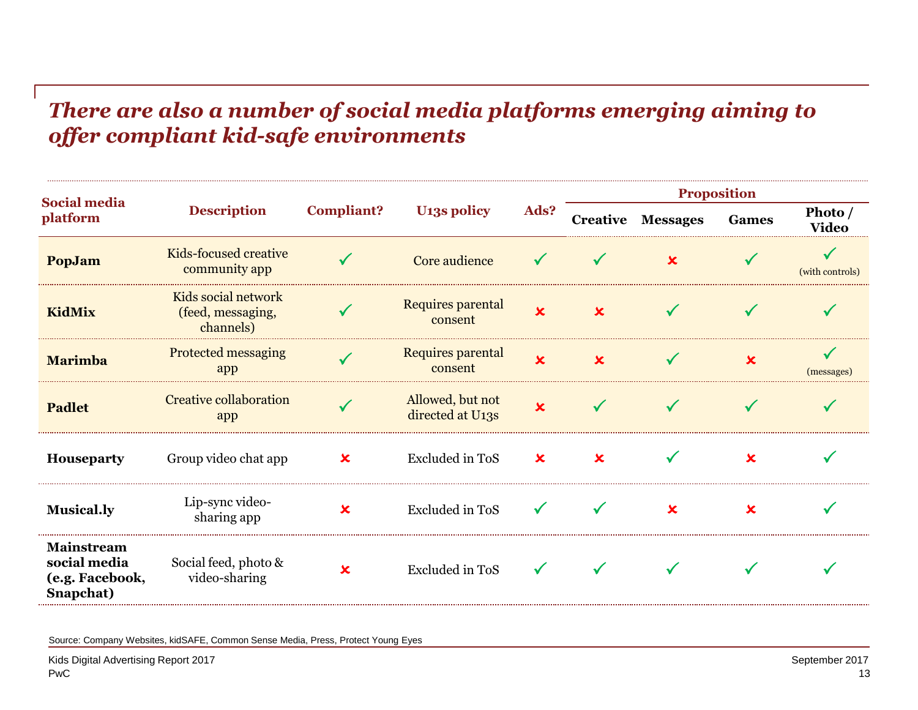## *There are also a number of social media platforms emerging aiming to offer compliant kid-safe environments*

| Social media platform | Description | Compliant? | U13s policy | Ads? | Proposition | | | |
|---|---|---|---|---|---|---|---|---|
| | | | | | Creative | Messages | Games | Photo / Video |
| **PopJam** | Kids-focused creative community app | ✓ | Core audience | ✓ | ✓ | ✗ | ✓ | ✓ (with controls) |
| **KidMix** | Kids social network (feed, messaging, channels) | ✓ | Requires parental consent | ✗ | ✗ | ✓ | ✓ | ✓ |
| **Marimba** | Protected messaging app | ✓ | Requires parental consent | ✗ | ✗ | ✓ | ✗ | ✓ (messages) |
| **Padlet** | Creative collaboration app | ✓ | Allowed, but not directed at U13s | ✗ | ✓ | ✓ | ✓ | ✓ |
| **Houseparty** | Group video chat app | ✗ | Excluded in ToS | ✗ | ✗ | ✓ | ✗ | ✓ |
| **Musical.ly** | Lip-sync video-sharing app | ✗ | Excluded in ToS | ✓ | ✓ | ✗ | ✗ | ✓ |
| **Mainstream social media (e.g. Facebook, Snapchat)** | Social feed, photo & video-sharing | ✗ | Excluded in ToS | ✓ | ✓ | ✓ | ✓ | ✓ |

Source: Company Websites, kidSAFE, Common Sense Media, Press, Protect Young Eyes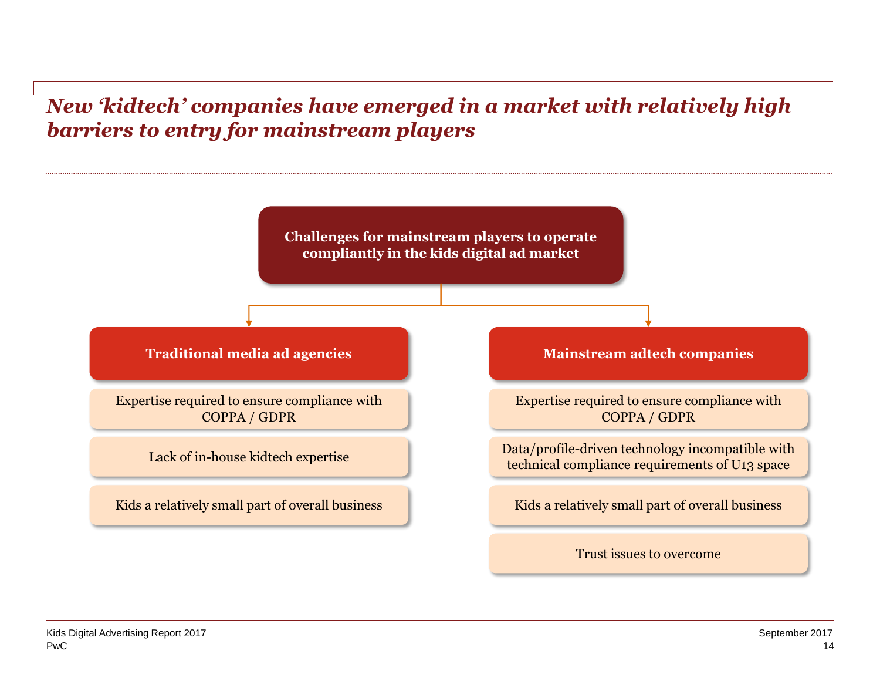# *New 'kidtech' companies have emerged in a market with relatively high barriers to entry for mainstream players*

**Challenges for mainstream players to operate compliantly in the kids digital ad market**

### Traditional media ad agencies

- Expertise required to ensure compliance with COPPA / GDPR
- Lack of in-house kidtech expertise
- Kids a relatively small part of overall business

### Mainstream adtech companies

- Expertise required to ensure compliance with COPPA / GDPR
- Data/profile-driven technology incompatible with technical compliance requirements of U13 space
- Kids a relatively small part of overall business
- Trust issues to overcome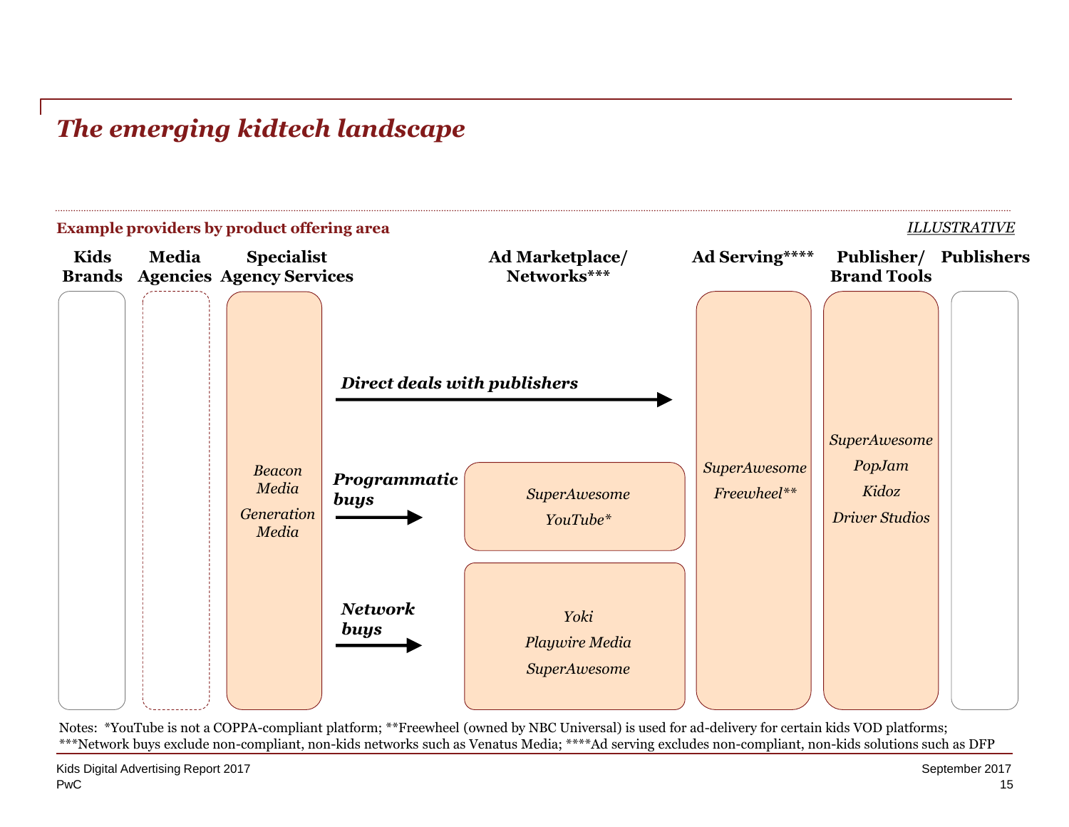# *The emerging kidtech landscape*

**Example providers by product offering area** *ILLUSTRATIVE*

| Kids Brands | Media Agencies | Specialist Agency Services | Ad Marketplace/ Networks*** | Ad Serving**** | Publisher/ Brand Tools | Publishers |
|---|---|---|---|---|---|---|
| | | *Beacon Media*<br>*Generation Media* | **Direct deals with publishers** → (to Ad Serving) | *SuperAwesome*<br>*Freewheel*** | *SuperAwesome*<br>*PopJam*<br>*Kidoz*<br>*Driver Studios* | |
| | | | **Programmatic buys** → *SuperAwesome*, *YouTube** | | | |
| | | | **Network buys** → *Yoki*, *Playwire Media*, *SuperAwesome* | | | |

Notes: *YouTube is not a COPPA-compliant platform; **Freewheel (owned by NBC Universal) is used for ad-delivery for certain kids VOD platforms; ***Network buys exclude non-compliant, non-kids networks such as Venatus Media; ****Ad serving excludes non-compliant, non-kids solutions such as DFP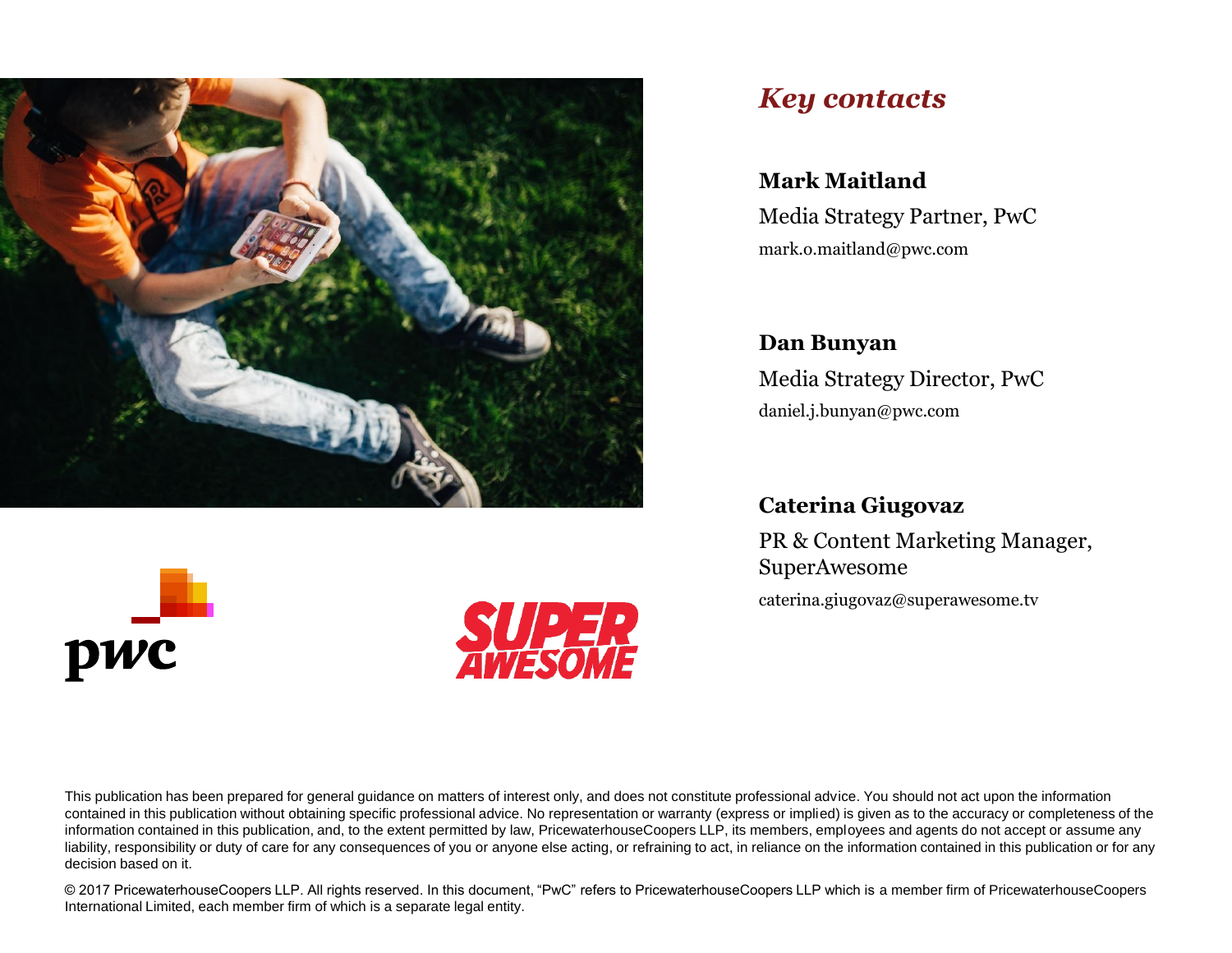## *Key contacts*

**Mark Maitland**

Media Strategy Partner, PwC

mark.o.maitland@pwc.com

**Dan Bunyan**

Media Strategy Director, PwC

daniel.j.bunyan@pwc.com

**Caterina Giugovaz**

PR & Content Marketing Manager, SuperAwesome

caterina.giugovaz@superawesome.tv

This publication has been prepared for general guidance on matters of interest only, and does not constitute professional advice. You should not act upon the information contained in this publication without obtaining specific professional advice. No representation or warranty (express or implied) is given as to the accuracy or completeness of the information contained in this publication, and, to the extent permitted by law, PricewaterhouseCoopers LLP, its members, employees and agents do not accept or assume any liability, responsibility or duty of care for any consequences of you or anyone else acting, or refraining to act, in reliance on the information contained in this publication or for any decision based on it.

© 2017 PricewaterhouseCoopers LLP. All rights reserved. In this document, "PwC" refers to PricewaterhouseCoopers LLP which is a member firm of PricewaterhouseCoopers International Limited, each member firm of which is a separate legal entity.